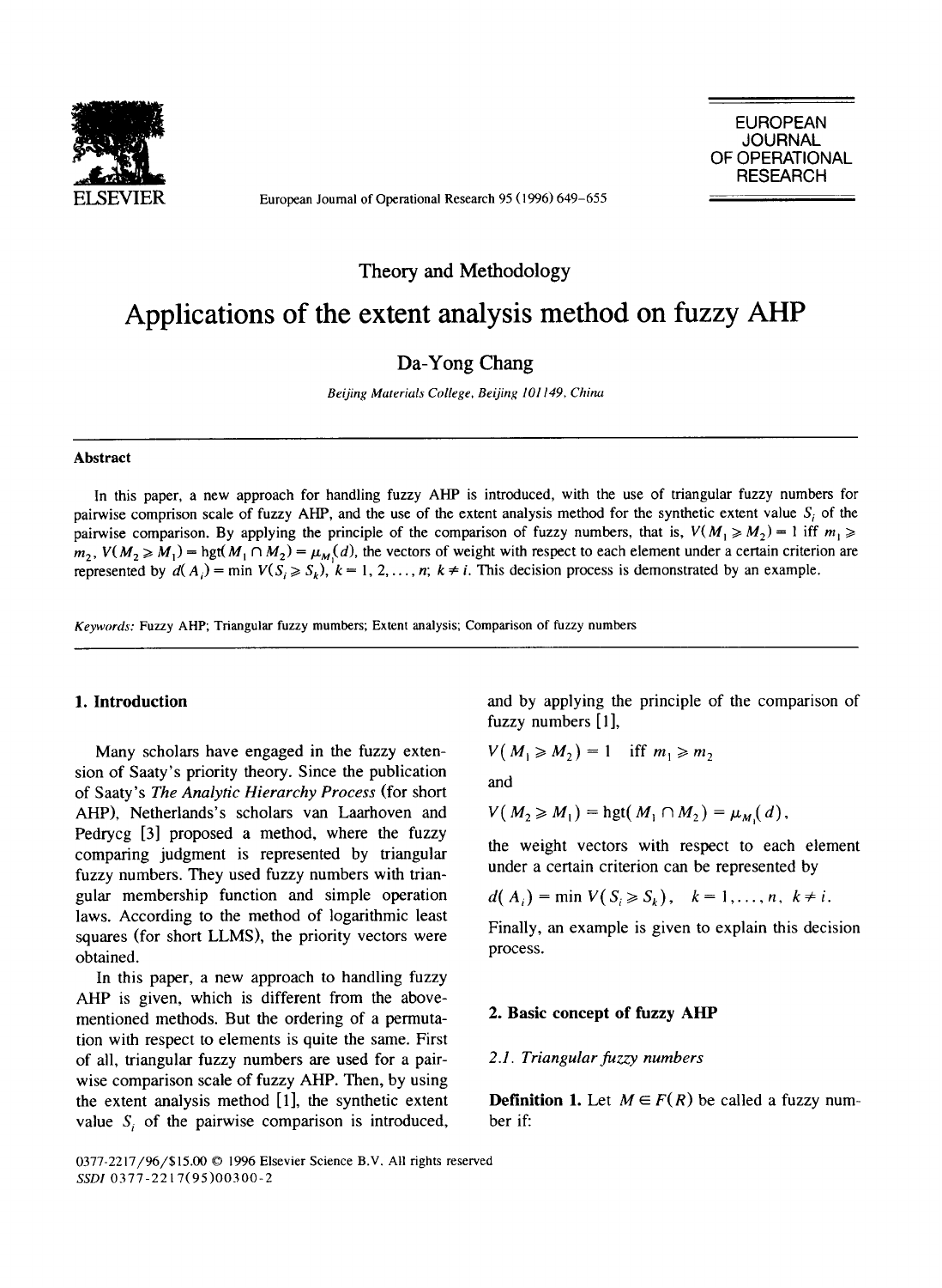Theory and Methodology

# Applications of the extent analysis method on fuzzy AHP

Da-Yong Chang

*Beijing Materials College, Beijing 101149, China*

## Abstract

In this paper, a new approach for handling fuzzy AHP is introduced, with the use of triangular fuzzy numbers for pairwise comprison scale of fuzzy AHP, and the use of the extent analysis method for the synthetic extent value $S_i$ of the pairwise comparison. By applying the principle of the comparison of fuzzy numbers, that is, $V(M_1 \geqslant M_2) = 1$ iff $m_1 \geqslant m_2$, $V(M_2 \geqslant M_1) = \text{hgt}(M_1 \cap M_2) = \mu_{M_1}(d)$, the vectors of weight with respect to each element under a certain criterion are represented by $d(A_i) = \min V(S_i \geqslant S_k)$, $k = 1, 2, \ldots, n$; $k \neq i$. This decision process is demonstrated by an example.

*Keywords:* Fuzzy AHP; Triangular fuzzy mumbers; Extent analysis; Comparison of fuzzy numbers

## 1. Introduction

Many scholars have engaged in the fuzzy extension of Saaty's priority theory. Since the publication of Saaty's *The Analytic Hierarchy Process* (for short AHP), Netherlands's scholars van Laarhoven and Pedrycg [3] proposed a method, where the fuzzy comparing judgment is represented by triangular fuzzy numbers. They used fuzzy numbers with triangular membership function and simple operation laws. According to the method of logarithmic least squares (for short LLMS), the priority vectors were obtained.

In this paper, a new approach to handling fuzzy AHP is given, which is different from the above-mentioned methods. But the ordering of a permutation with respect to elements is quite the same. First of all, triangular fuzzy numbers are used for a pairwise comparison scale of fuzzy AHP. Then, by using the extent analysis method [1], the synthetic extent value $S_i$ of the pairwise comparison is introduced, and by applying the principle of the comparison of fuzzy numbers [1],

$$V(M_1 \geqslant M_2) = 1 \quad \text{iff } m_1 \geqslant m_2$$

and

$$V(M_2 \geqslant M_1) = \text{hgt}(M_1 \cap M_2) = \mu_{M_1}(d),$$

the weight vectors with respect to each element under a certain criterion can be represented by

$$d(A_i) = \min V(S_i \geqslant S_k), \quad k = 1, \ldots, n, \ k \neq i.$$

Finally, an example is given to explain this decision process.

## 2. Basic concept of fuzzy AHP

### 2.1. Triangular fuzzy numbers

**Definition 1.** Let $M \in F(R)$ be called a fuzzy number if: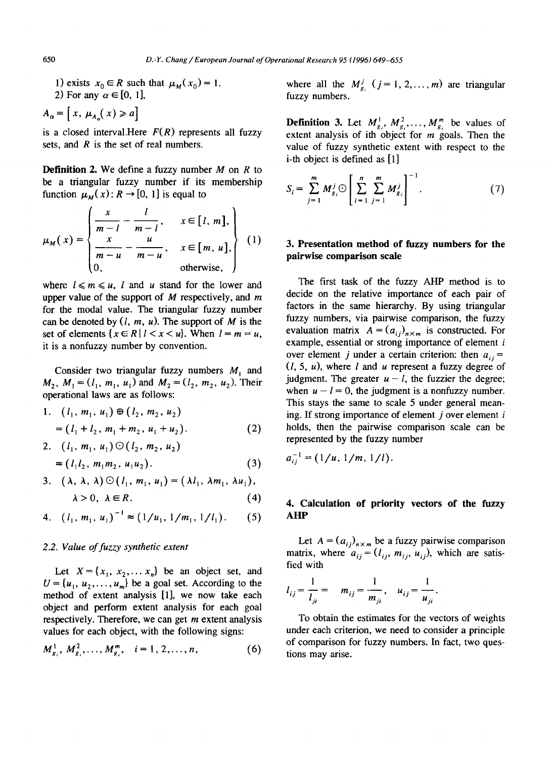1) exists $x_0 \in R$ such that $\mu_M(x_0) = 1$.

2) For any $\alpha \in [0, 1]$,

$$A_\alpha = \left[x, \mu_{A_\alpha}(x) \geqslant a\right]$$

is a closed interval.Here $F(R)$ represents all fuzzy sets, and $R$ is the set of real numbers.

**Definition 2.** We define a fuzzy number $M$ on $R$ to be a triangular fuzzy number if its membership function $\mu_M(x): R \to [0, 1]$ is equal to

$$\mu_M(x) = \begin{cases} \dfrac{x}{m-l} - \dfrac{l}{m-l}, & x \in [l, m], \\ \dfrac{x}{m-u} - \dfrac{u}{m-u}, & x \in [m, u], \\ 0, & \text{otherwise}, \end{cases} \tag{1}$$

where $l \leqslant m \leqslant u$, $l$ and $u$ stand for the lower and upper value of the support of $M$ respectively, and $m$ for the modal value. The triangular fuzzy number can be denoted by $(l, m, u)$. The support of $M$ is the set of elements $\{x \in R \mid l < x < u\}$. When $l = m = u$, it is a nonfuzzy number by convention.

Consider two triangular fuzzy numbers $M_1$ and $M_2$, $M_1 = (l_1, m_1, u_1)$ and $M_2 = (l_2, m_2, u_2)$. Their operational laws are as follows:

1. $(l_1, m_1, u_1) \oplus (l_2, m_2, u_2)$
$$= (l_1 + l_2, m_1 + m_2, u_1 + u_2). \tag{2}$$
2. $(l_1, m_1, u_1) \odot (l_2, m_2, u_2)$
$$\approx (l_1 l_2, m_1 m_2, u_1 u_2). \tag{3}$$
3. $(\lambda, \lambda, \lambda) \odot (l_1, m_1, u_1) = (\lambda l_1, \lambda m_1, \lambda u_1)$,
$$\lambda > 0, \ \lambda \in R. \tag{4}$$
4. $$(l_1, m_1, u_1)^{-1} \approx (1/u_1, 1/m_1, 1/l_1). \tag{5}$$

### 2.2. Value of fuzzy synthetic extent

Let $X = \{x_1, x_2, \ldots x_n\}$ be an object set, and $U = \{u_1, u_2, \ldots, u_m\}$ be a goal set. According to the method of extent analysis [1], we now take each object and perform extent analysis for each goal respectively. Therefore, we can get $m$ extent analysis values for each object, with the following signs:

$$M_{g_i}^1, M_{g_i}^2, \ldots, M_{g_i}^m, \quad i = 1, 2, \ldots, n, \tag{6}$$

where all the $M_{g_i}^j$ $(j = 1, 2, \ldots, m)$ are triangular fuzzy numbers.

**Definition 3.** Let $M_{g_i}^1, M_{g_i}^2, \ldots, M_{g_i}^m$ be values of extent analysis of ith object for $m$ goals. Then the value of fuzzy synthetic extent with respect to the i-th object is defined as [1]

$$S_i = \sum_{j=1}^{m} M_{g_i}^j \odot \left[ \sum_{i=1}^{n} \sum_{j=1}^{m} M_{g_i}^j \right]^{-1}. \tag{7}$$

## 3. Presentation method of fuzzy numbers for the pairwise comparison scale

The first task of the fuzzy AHP method is to decide on the relative importance of each pair of factors in the same hierarchy. By using triangular fuzzy numbers, via pairwise comparison, the fuzzy evaluation matrix $A = (a_{ij})_{n \times m}$ is constructed. For example, essential or strong importance of element $i$ over element $j$ under a certain criterion: then $a_{ij} = (l, 5, u)$, where $l$ and $u$ represent a fuzzy degree of judgment. The greater $u - l$, the fuzzier the degree; when $u - l = 0$, the judgment is a nonfuzzy number. This stays the same to scale 5 under general meaning. If strong importance of element $j$ over element $i$ holds, then the pairwise comparison scale can be represented by the fuzzy number

$$a_{ij}^{-1} = (1/u, 1/m, 1/l).$$

## 4. Calculation of priority vectors of the fuzzy AHP

Let $A = (a_{ij})_{n \times m}$ be a fuzzy pairwise comparison matrix, where $a_{ij} = (l_{ij}, m_{ij}, u_{ij})$, which are satisfied with

$$l_{ij} = \frac{1}{l_{ji}} = \quad m_{ij} = \frac{1}{m_{ji}}, \quad u_{ij} = \frac{1}{u_{ji}}.$$

To obtain the estimates for the vectors of weights under each criterion, we need to consider a principle of comparison for fuzzy numbers. In fact, two questions may arise.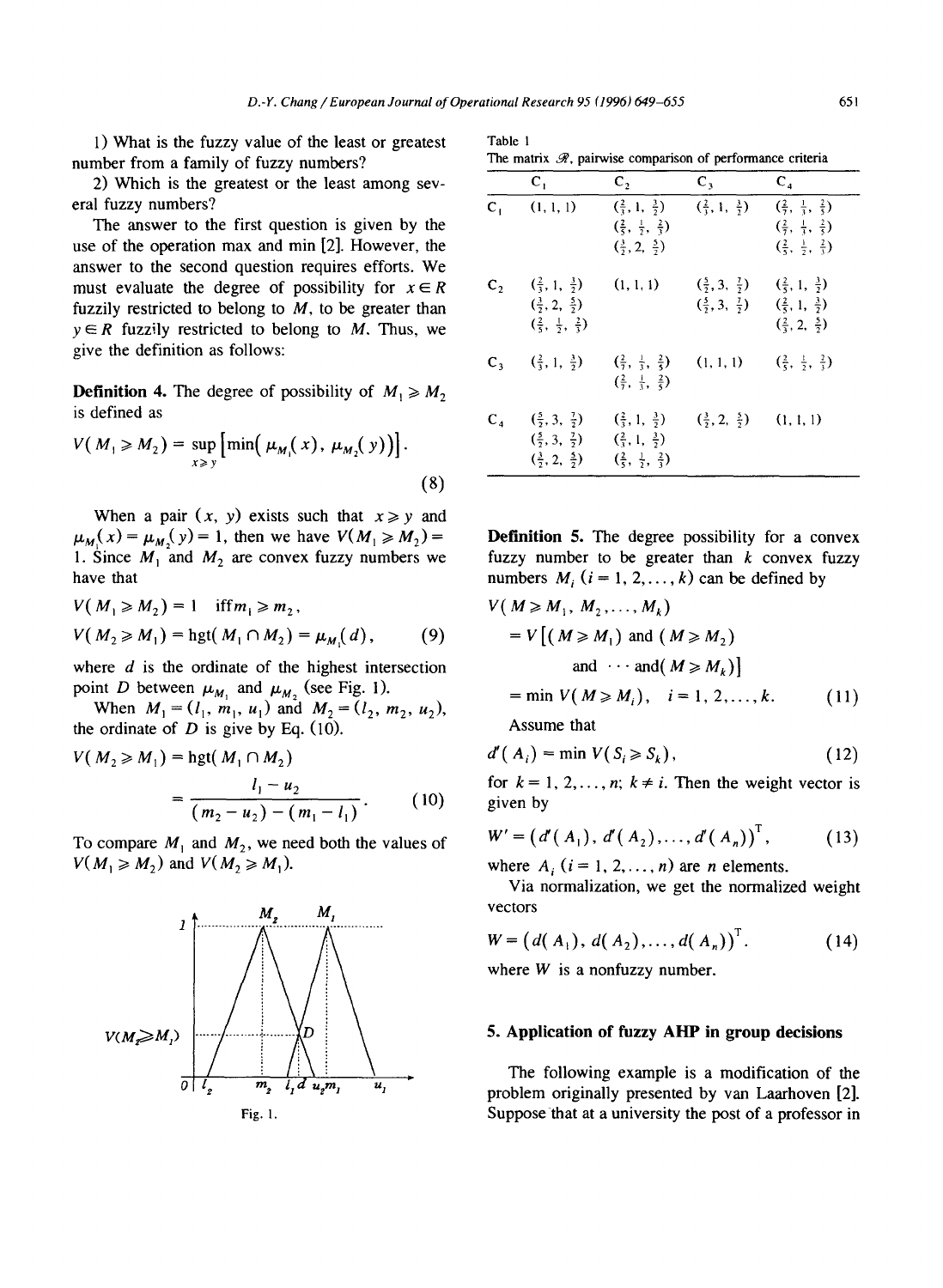1) What is the fuzzy value of the least or greatest number from a family of fuzzy numbers?

2) Which is the greatest or the least among several fuzzy numbers?

The answer to the first question is given by the use of the operation max and min [2]. However, the answer to the second question requires efforts. We must evaluate the degree of possibility for $x \in R$ fuzzily restricted to belong to $M$, to be greater than $y \in R$ fuzzily restricted to belong to $M$. Thus, we give the definition as follows:

**Definition 4.** The degree of possibility of $M_1 \geqslant M_2$ is defined as

$$V(M_1 \geqslant M_2) = \sup_{x \geqslant y} \left[ \min(\mu_{M_1}(x), \mu_{M_2}(y)) \right]. \tag{8}$$

When a pair $(x, y)$ exists such that $x \geqslant y$ and $\mu_{M_1}(x) = \mu_{M_2}(y) = 1$, then we have $V(M_1 \geqslant M_2) = 1$. Since $M_1$ and $M_2$ are convex fuzzy numbers we have that

$$V(M_1 \geqslant M_2) = 1 \quad \text{iff} \, m_1 \geqslant m_2,$$

$$V(M_2 \geqslant M_1) = \text{hgt}(M_1 \cap M_2) = \mu_{M_1}(d), \tag{9}$$

where $d$ is the ordinate of the highest intersection point $D$ between $\mu_{M_1}$ and $\mu_{M_2}$ (see Fig. 1).

When $M_1 = (l_1, m_1, u_1)$ and $M_2 = (l_2, m_2, u_2)$, the ordinate of $D$ is give by Eq. (10).

$$V(M_2 \geqslant M_1) = \text{hgt}(M_1 \cap M_2) = \frac{l_1 - u_2}{(m_2 - u_2) - (m_1 - l_1)}. \tag{10}$$

To compare $M_1$ and $M_2$, we need both the values of $V(M_1 \geqslant M_2)$ and $V(M_2 \geqslant M_1)$.

Fig. 1.

Table 1
The matrix $\mathscr{R}$, pairwise comparison of performance criteria

| | $C_1$ | $C_2$ | $C_3$ | $C_4$ |
|---|---|---|---|---|
| $C_1$ | $(1, 1, 1)$ | $(\frac{2}{3}, 1, \frac{3}{2})$ $(\frac{2}{5}, \frac{1}{2}, \frac{2}{3})$ $(\frac{3}{2}, 2, \frac{5}{2})$ | $(\frac{2}{3}, 1, \frac{3}{2})$ | $(\frac{2}{7}, \frac{1}{3}, \frac{2}{5})$ $(\frac{2}{7}, \frac{1}{3}, \frac{2}{5})$ $(\frac{2}{5}, \frac{1}{2}, \frac{2}{3})$ |
| $C_2$ | $(\frac{2}{3}, 1, \frac{3}{2})$ $(\frac{3}{2}, 2, \frac{5}{2})$ $(\frac{2}{5}, \frac{1}{2}, \frac{2}{3})$ | $(1, 1, 1)$ | $(\frac{5}{2}, 3, \frac{7}{2})$ $(\frac{5}{2}, 3, \frac{7}{2})$ | $(\frac{2}{3}, 1, \frac{3}{2})$ $(\frac{2}{3}, 1, \frac{3}{2})$ $(\frac{3}{2}, 2, \frac{5}{2})$ |
| $C_3$ | $(\frac{2}{3}, 1, \frac{3}{2})$ | $(\frac{2}{7}, \frac{1}{3}, \frac{2}{5})$ $(\frac{2}{7}, \frac{1}{3}, \frac{2}{5})$ | $(1, 1, 1)$ | $(\frac{2}{5}, \frac{1}{2}, \frac{2}{3})$ |
| $C_4$ | $(\frac{5}{2}, 3, \frac{7}{2})$ $(\frac{5}{2}, 3, \frac{7}{2})$ $(\frac{3}{2}, 2, \frac{5}{2})$ | $(\frac{2}{3}, 1, \frac{3}{2})$ $(\frac{2}{3}, 1, \frac{3}{2})$ $(\frac{2}{5}, \frac{1}{2}, \frac{2}{3})$ | $(\frac{3}{2}, 2, \frac{5}{2})$ | $(1, 1, 1)$ |

**Definition 5.** The degree possibility for a convex fuzzy number to be greater than $k$ convex fuzzy numbers $M_i$ $(i = 1, 2, \ldots, k)$ can be defined by

$$\begin{aligned} V(M \geqslant M_1, M_2, \ldots, M_k) &= V\left[(M \geqslant M_1) \text{ and } (M \geqslant M_2) \text{ and } \cdots \text{ and} (M \geqslant M_k)\right] \\ &= \min V(M \geqslant M_i), \quad i = 1, 2, \ldots, k. \end{aligned} \tag{11}$$

Assume that

$$d'(A_i) = \min V(S_i \geqslant S_k), \tag{12}$$

for $k = 1, 2, \ldots, n$; $k \neq i$. Then the weight vector is given by

$$W' = \left(d'(A_1), d'(A_2), \ldots, d'(A_n)\right)^{\mathrm{T}}, \tag{13}$$

where $A_i$ $(i = 1, 2, \ldots, n)$ are $n$ elements.

Via normalization, we get the normalized weight vectors

$$W = \left(d(A_1), d(A_2), \ldots, d(A_n)\right)^{\mathrm{T}}. \tag{14}$$

where $W$ is a nonfuzzy number.

## 5. Application of fuzzy AHP in group decisions

The following example is a modification of the problem originally presented by van Laarhoven [2]. Suppose that at a university the post of a professor in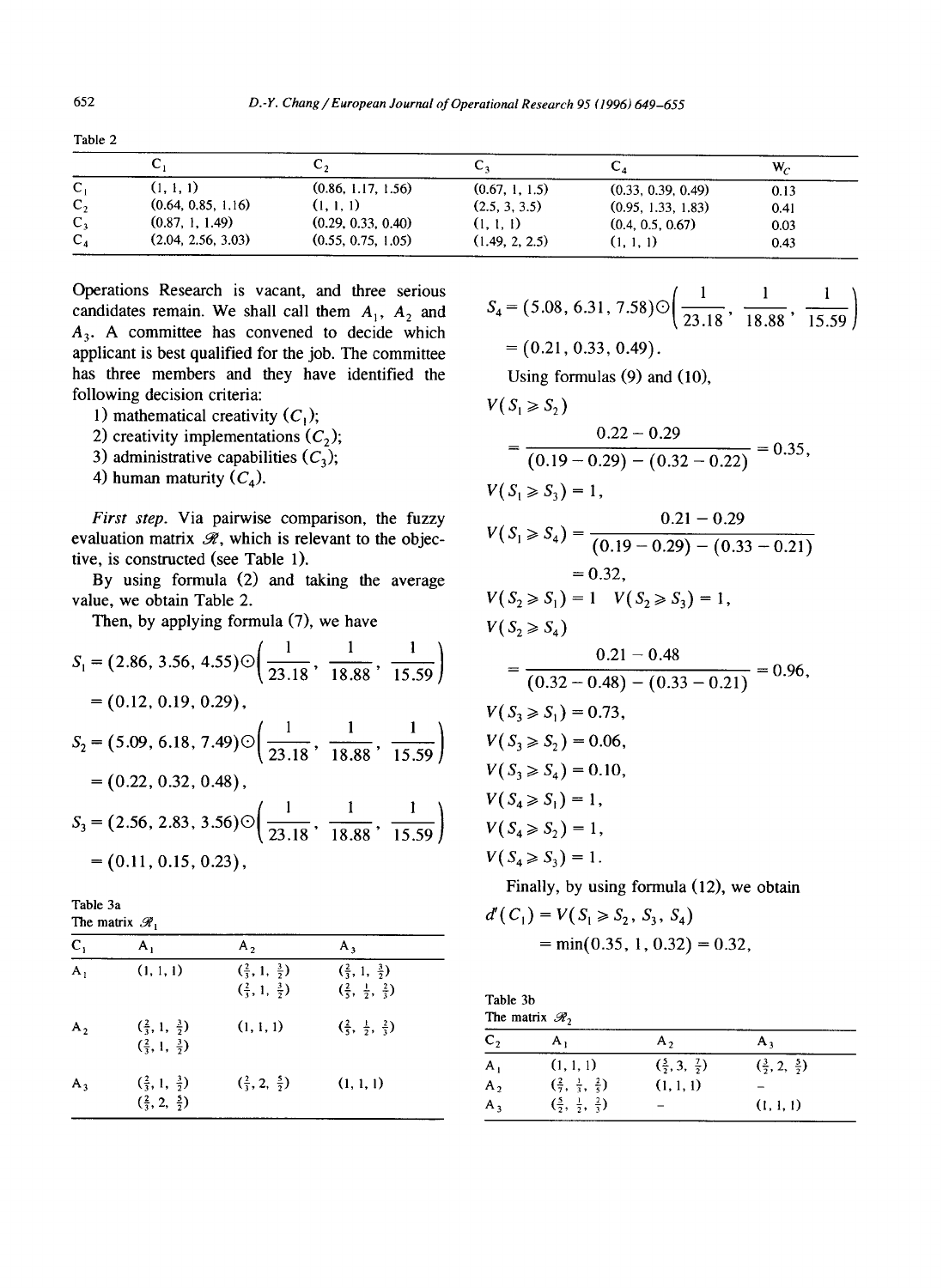Table 2

| | $C_1$ | $C_2$ | $C_3$ | $C_4$ | $W_C$ |
|---|---|---|---|---|---|
| $C_1$ | (1, 1, 1) | (0.86, 1.17, 1.56) | (0.67, 1, 1.5) | (0.33, 0.39, 0.49) | 0.13 |
| $C_2$ | (0.64, 0.85, 1.16) | (1, 1, 1) | (2.5, 3, 3.5) | (0.95, 1.33, 1.83) | 0.41 |
| $C_3$ | (0.87, 1, 1.49) | (0.29, 0.33, 0.40) | (1, 1, 1) | (0.4, 0.5, 0.67) | 0.03 |
| $C_4$ | (2.04, 2.56, 3.03) | (0.55, 0.75, 1.05) | (1.49, 2, 2.5) | (1, 1, 1) | 0.43 |

Operations Research is vacant, and three serious candidates remain. We shall call them $A_1$, $A_2$ and $A_3$. A committee has convened to decide which applicant is best qualified for the job. The committee has three members and they have identified the following decision criteria:

1) mathematical creativity ($C_1$);
2) creativity implementations ($C_2$);
3) administrative capabilities ($C_3$);
4) human maturity ($C_4$).

*First step.* Via pairwise comparison, the fuzzy evaluation matrix $\mathscr{R}$, which is relevant to the objective, is constructed (see Table 1).

By using formula (2) and taking the average value, we obtain Table 2.

Then, by applying formula (7), we have

$$S_1 = (2.86, 3.56, 4.55) \odot \left( \frac{1}{23.18}, \frac{1}{18.88}, \frac{1}{15.59} \right) = (0.12, 0.19, 0.29),$$

$$S_2 = (5.09, 6.18, 7.49) \odot \left( \frac{1}{23.18}, \frac{1}{18.88}, \frac{1}{15.59} \right) = (0.22, 0.32, 0.48),$$

$$S_3 = (2.56, 2.83, 3.56) \odot \left( \frac{1}{23.18}, \frac{1}{18.88}, \frac{1}{15.59} \right) = (0.11, 0.15, 0.23),$$

$$S_4 = (5.08, 6.31, 7.58) \odot \left( \frac{1}{23.18}, \frac{1}{18.88}, \frac{1}{15.59} \right) = (0.21, 0.33, 0.49).$$

Using formulas (9) and (10),

$$V(S_1 \geqslant S_2) = \frac{0.22 - 0.29}{(0.19 - 0.29) - (0.32 - 0.22)} = 0.35,$$

$$V(S_1 \geqslant S_3) = 1,$$

$$V(S_1 \geqslant S_4) = \frac{0.21 - 0.29}{(0.19 - 0.29) - (0.33 - 0.21)} = 0.32,$$

$$V(S_2 \geqslant S_1) = 1 \quad V(S_2 \geqslant S_3) = 1,$$

$$V(S_2 \geqslant S_4) = \frac{0.21 - 0.48}{(0.32 - 0.48) - (0.33 - 0.21)} = 0.96,$$

$$V(S_3 \geqslant S_1) = 0.73,$$

$$V(S_3 \geqslant S_2) = 0.06,$$

$$V(S_3 \geqslant S_4) = 0.10,$$

$$V(S_4 \geqslant S_1) = 1,$$

$$V(S_4 \geqslant S_2) = 1,$$

$$V(S_4 \geqslant S_3) = 1.$$

Finally, by using formula (12), we obtain

$$d'(C_1) = V(S_1 \geqslant S_2, S_3, S_4) = \min(0.35, 1, 0.32) = 0.32,$$

Table 3a
The matrix $\mathscr{R}_1$

| $C_1$ | $A_1$ | $A_2$ | $A_3$ |
|---|---|---|---|
| $A_1$ | (1, 1, 1) | $(\frac{2}{3}, 1, \frac{3}{2})$ $(\frac{2}{3}, 1, \frac{3}{2})$ | $(\frac{2}{3}, 1, \frac{3}{2})$ $(\frac{2}{5}, \frac{1}{2}, \frac{2}{3})$ |
| $A_2$ | $(\frac{2}{3}, 1, \frac{3}{2})$ $(\frac{2}{3}, 1, \frac{3}{2})$ | (1, 1, 1) | $(\frac{2}{5}, \frac{1}{2}, \frac{2}{3})$ |
| $A_3$ | $(\frac{2}{3}, 1, \frac{3}{2})$ $(\frac{3}{2}, 2, \frac{5}{2})$ | $(\frac{3}{2}, 2, \frac{5}{2})$ | (1, 1, 1) |

Table 3b
The matrix $\mathscr{R}_2$

| $C_2$ | $A_1$ | $A_2$ | $A_3$ |
|---|---|---|---|
| $A_1$ | (1, 1, 1) | $(\frac{5}{2}, 3, \frac{7}{2})$ | $(\frac{3}{2}, 2, \frac{5}{2})$ |
| $A_2$ | $(\frac{2}{7}, \frac{1}{3}, \frac{2}{5})$ | (1, 1, 1) | – |
| $A_3$ | $(\frac{2}{5}, \frac{1}{2}, \frac{2}{3})$ | – | (1, 1, 1) |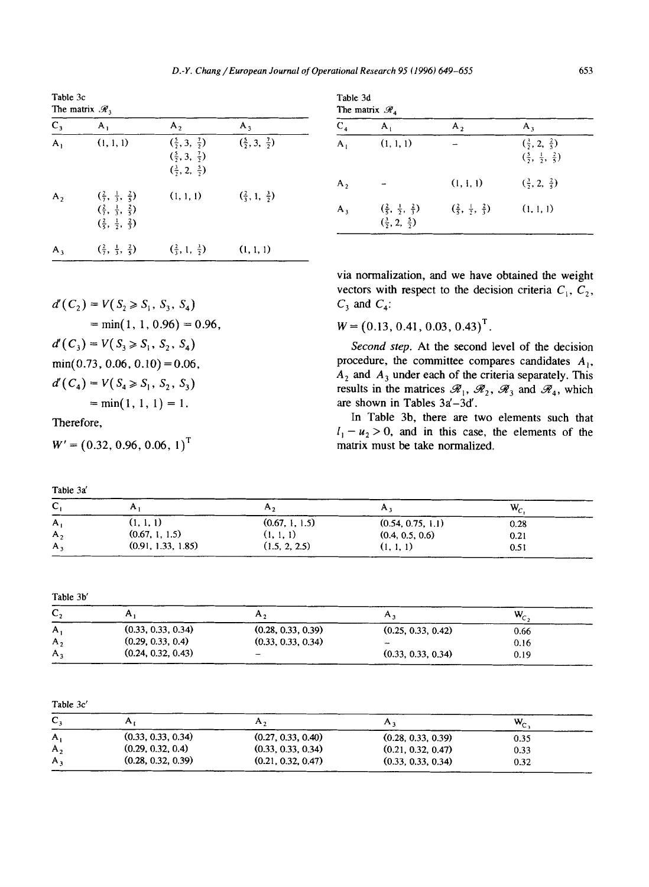Table 3c
The matrix $\mathscr{R}_3$

| $C_3$ | $A_1$ | $A_2$ | $A_3$ |
|---|---|---|---|
| $A_1$ | (1, 1, 1) | $(\frac{5}{2}, 3, \frac{7}{2})$ $(\frac{5}{2}, 3, \frac{7}{2})$ $(\frac{3}{2}, 2, \frac{5}{2})$ | $(\frac{5}{2}, 3, \frac{7}{2})$ |
| $A_2$ | $(\frac{2}{7}, \frac{1}{3}, \frac{2}{5})$ $(\frac{2}{7}, \frac{1}{3}, \frac{2}{5})$ $(\frac{2}{5}, \frac{1}{2}, \frac{2}{3})$ | (1, 1, 1) | $(\frac{2}{3}, 1, \frac{3}{2})$ |
| $A_3$ | $(\frac{2}{7}, \frac{1}{3}, \frac{2}{5})$ | $(\frac{2}{3}, 1, \frac{3}{2})$ | (1, 1, 1) |

$$d'(C_2) = V(S_2 \geqslant S_1, S_3, S_4) = \min(1, 1, 0.96) = 0.96,$$

$$d'(C_3) = V(S_3 \geqslant S_1, S_2, S_4)$$
$$\min(0.73, 0.06, 0.10) = 0.06,$$

$$d'(C_4) = V(S_4 \geqslant S_1, S_2, S_3) = \min(1, 1, 1) = 1.$$

Therefore,

$$W' = (0.32, 0.96, 0.06, 1)^{\mathrm{T}}$$

Table 3d
The matrix $\mathscr{R}_4$

| $C_4$ | $A_1$ | $A_2$ | $A_3$ |
|---|---|---|---|
| $A_1$ | (1, 1, 1) | – | $(\frac{3}{2}, 2, \frac{5}{2})$ $(\frac{5}{2}, \frac{1}{2}, \frac{2}{5})$ |
| $A_2$ | – | (1, 1, 1) | $(\frac{3}{2}, 2, \frac{5}{2})$ |
| $A_3$ | $(\frac{2}{5}, \frac{1}{2}, \frac{2}{3})$ $(\frac{3}{2}, 2, \frac{5}{2})$ | $(\frac{2}{5}, \frac{1}{2}, \frac{2}{3})$ | (1, 1, 1) |

via normalization, and we have obtained the weight vectors with respect to the decision criteria $C_1$, $C_2$, $C_3$ and $C_4$:

$$W = (0.13, 0.41, 0.03, 0.43)^{\mathrm{T}}.$$

*Second step.* At the second level of the decision procedure, the committee compares candidates $A_1$, $A_2$ and $A_3$ under each of the criteria separately. This results in the matrices $\mathscr{R}_1$, $\mathscr{R}_2$, $\mathscr{R}_3$ and $\mathscr{R}_4$, which are shown in Tables 3a'–3d'.

In Table 3b, there are two elements such that $l_1 - u_2 > 0$, and in this case, the elements of the matrix must be take normalized.

Table 3a'

| $C_1$ | $A_1$ | $A_2$ | $A_3$ | $W_{C_1}$ |
|---|---|---|---|---|
| $A_1$ | (1, 1, 1) | (0.67, 1, 1.5) | (0.54, 0.75, 1.1) | 0.28 |
| $A_2$ | (0.67, 1, 1.5) | (1, 1, 1) | (0.4, 0.5, 0.6) | 0.21 |
| $A_3$ | (0.91, 1.33, 1.85) | (1.5, 2, 2.5) | (1, 1, 1) | 0.51 |

Table 3b'

| $C_2$ | $A_1$ | $A_2$ | $A_3$ | $W_{C_2}$ |
|---|---|---|---|---|
| $A_1$ | (0.33, 0.33, 0.34) | (0.28, 0.33, 0.39) | (0.25, 0.33, 0.42) | 0.66 |
| $A_2$ | (0.29, 0.33, 0.4) | (0.33, 0.33, 0.34) | – | 0.16 |
| $A_3$ | (0.24, 0.32, 0.43) | – | (0.33, 0.33, 0.34) | 0.19 |

Table 3c'

| $C_3$ | $A_1$ | $A_2$ | $A_3$ | $W_{C_3}$ |
|---|---|---|---|---|
| $A_1$ | (0.33, 0.33, 0.34) | (0.27, 0.33, 0.40) | (0.28, 0.33, 0.39) | 0.35 |
| $A_2$ | (0.29, 0.32, 0.4) | (0.33, 0.33, 0.34) | (0.21, 0.32, 0.47) | 0.33 |
| $A_3$ | (0.28, 0.32, 0.39) | (0.21, 0.32, 0.47) | (0.33, 0.33, 0.34) | 0.32 |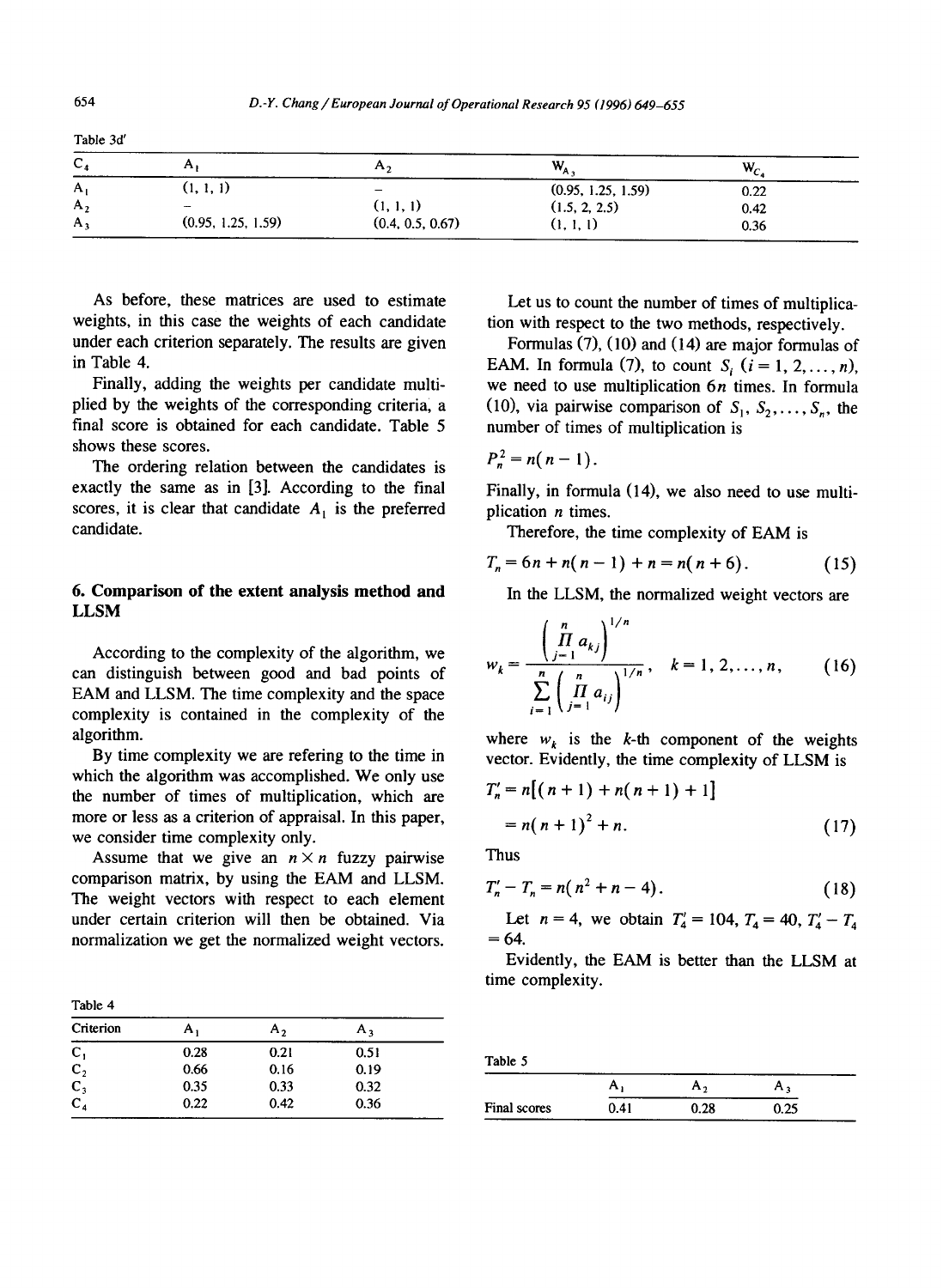Table 3d′

| $C_4$ | $A_1$ | $A_2$ | $W_{A_3}$ | $W_{C_4}$ |
|---|---|---|---|---|
| $A_1$ | (1, 1, 1) | – | (0.95, 1.25, 1.59) | 0.22 |
| $A_2$ | – | (1, 1, 1) | (1.5, 2, 2.5) | 0.42 |
| $A_3$ | (0.95, 1.25, 1.59) | (0.4, 0.5, 0.67) | (1, 1, 1) | 0.36 |

As before, these matrices are used to estimate weights, in this case the weights of each candidate under each criterion separately. The results are given in Table 4.

Finally, adding the weights per candidate multiplied by the weights of the corresponding criteria, a final score is obtained for each candidate. Table 5 shows these scores.

The ordering relation between the candidates is exactly the same as in [3]. According to the final scores, it is clear that candidate $A_1$ is the preferred candidate.

## 6. Comparison of the extent analysis method and LLSM

According to the complexity of the algorithm, we can distinguish between good and bad points of EAM and LLSM. The time complexity and the space complexity is contained in the complexity of the algorithm.

By time complexity we are refering to the time in which the algorithm was accomplished. We only use the number of times of multiplication, which are more or less as a criterion of appraisal. In this paper, we consider time complexity only.

Assume that we give an $n \times n$ fuzzy pairwise comparison matrix, by using the EAM and LLSM. The weight vectors with respect to each element under certain criterion will then be obtained. Via normalization we get the normalized weight vectors.

Table 4

| Criterion | $A_1$ | $A_2$ | $A_3$ |
|---|---|---|---|
| $C_1$ | 0.28 | 0.21 | 0.51 |
| $C_2$ | 0.66 | 0.16 | 0.19 |
| $C_3$ | 0.35 | 0.33 | 0.32 |
| $C_4$ | 0.22 | 0.42 | 0.36 |

Let us to count the number of times of multiplication with respect to the two methods, respectively.

Formulas (7), (10) and (14) are major formulas of EAM. In formula (7), to count $S_i$ $(i = 1, 2, \ldots, n)$, we need to use multiplication $6n$ times. In formula (10), via pairwise comparison of $S_1, S_2, \ldots, S_n$, the number of times of multiplication is

$$P_n^2 = n(n-1).$$

Finally, in formula (14), we also need to use multiplication $n$ times.

Therefore, the time complexity of EAM is

$$T_n = 6n + n(n-1) + n = n(n+6). \tag{15}$$

In the LLSM, the normalized weight vectors are

$$w_k = \frac{\left(\prod_{j=1}^{n} a_{kj}\right)^{1/n}}{\sum_{i=1}^{n}\left(\prod_{j=1}^{n} a_{ij}\right)^{1/n}}, \quad k = 1, 2, \ldots, n, \tag{16}$$

where $w_k$ is the $k$-th component of the weights vector. Evidently, the time complexity of LLSM is

$$T_n' = n[(n+1) + n(n+1) + 1]$$
$$= n(n+1)^2 + n. \tag{17}$$

Thus

$$T_n' - T_n = n(n^2 + n - 4). \tag{18}$$

Let $n = 4$, we obtain $T_4' = 104$, $T_4 = 40$, $T_4' - T_4 = 64$.

Evidently, the EAM is better than the LLSM at time complexity.

Table 5

| | $A_1$ | $A_2$ | $A_3$ |
|---|---|---|---|
| Final scores | 0.41 | 0.28 | 0.25 |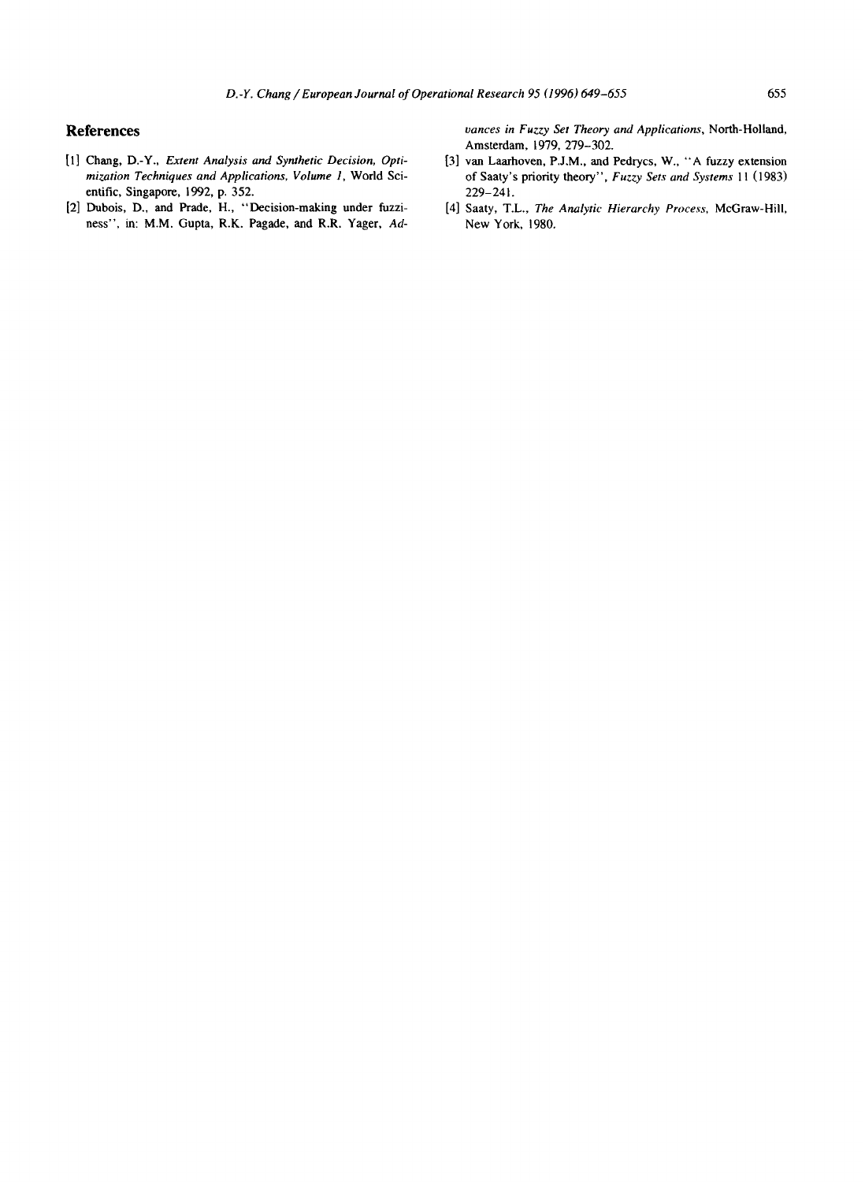## References

[1] Chang, D.-Y., *Extent Analysis and Synthetic Decision, Optimization Techniques and Applications, Volume 1*, World Scientific, Singapore, 1992, p. 352.

[2] Dubois, D., and Prade, H., "Decision-making under fuzziness", in: M.M. Gupta, R.K. Pagade, and R.R. Yager, *Advances in Fuzzy Set Theory and Applications*, North-Holland, Amsterdam, 1979, 279–302.

[3] van Laarhoven, P.J.M., and Pedrycs, W., "A fuzzy extension of Saaty's priority theory", *Fuzzy Sets and Systems* 11 (1983) 229–241.

[4] Saaty, T.L., *The Analytic Hierarchy Process*, McGraw-Hill, New York, 1980.